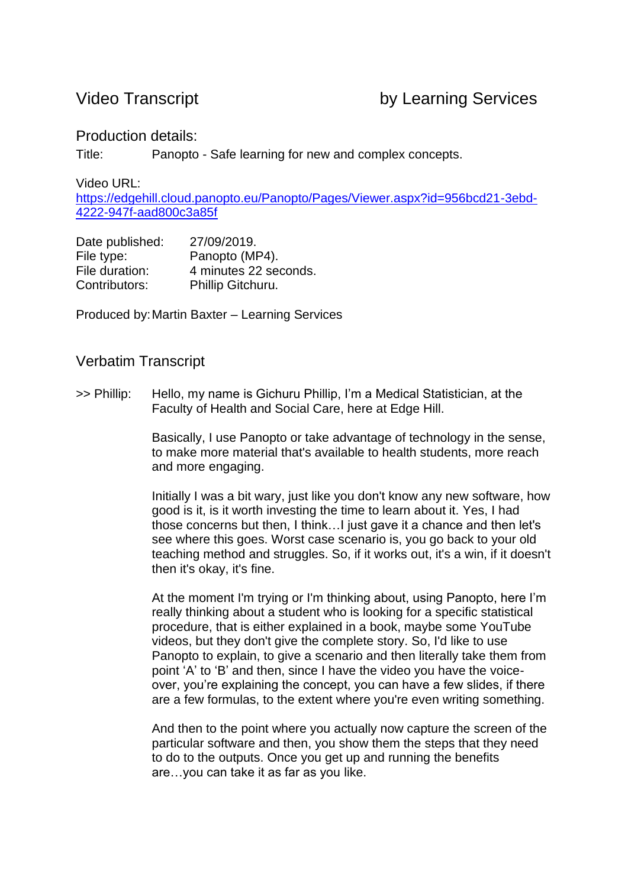# Video Transcript by Learning Services

## Production details:

Title: Panopto - Safe learning for new and complex concepts.

Video URL:
[https://edgehill.cloud.panopto.eu/Panopto/Pages/Viewer.aspx?id=956bcd21-3ebd-4222-947f-aad800c3a85f](https://edgehill.cloud.panopto.eu/Panopto/Pages/Viewer.aspx?id=956bcd21-3ebd-4222-947f-aad800c3a85f)

Date published: 27/09/2019.
File type: Panopto (MP4).
File duration: 4 minutes 22 seconds.
Contributors: Phillip Gitchuru.

Produced by: Martin Baxter – Learning Services

## Verbatim Transcript

>> Phillip: Hello, my name is Gichuru Phillip, I'm a Medical Statistician, at the Faculty of Health and Social Care, here at Edge Hill.

Basically, I use Panopto or take advantage of technology in the sense, to make more material that's available to health students, more reach and more engaging.

Initially I was a bit wary, just like you don't know any new software, how good is it, is it worth investing the time to learn about it. Yes, I had those concerns but then, I think…I just gave it a chance and then let's see where this goes. Worst case scenario is, you go back to your old teaching method and struggles. So, if it works out, it's a win, if it doesn't then it's okay, it's fine.

At the moment I'm trying or I'm thinking about, using Panopto, here I'm really thinking about a student who is looking for a specific statistical procedure, that is either explained in a book, maybe some YouTube videos, but they don't give the complete story. So, I'd like to use Panopto to explain, to give a scenario and then literally take them from point 'A' to 'B' and then, since I have the video you have the voice-over, you're explaining the concept, you can have a few slides, if there are a few formulas, to the extent where you're even writing something.

And then to the point where you actually now capture the screen of the particular software and then, you show them the steps that they need to do to the outputs. Once you get up and running the benefits are…you can take it as far as you like.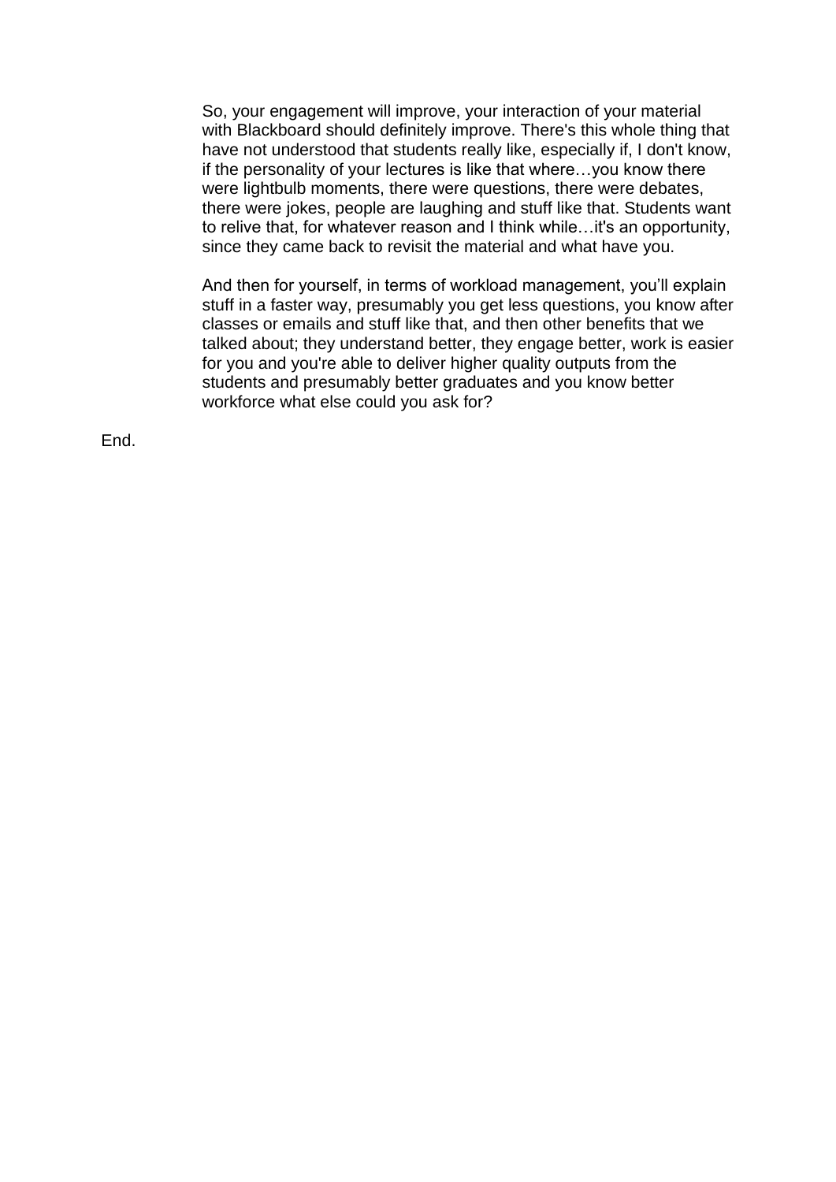So, your engagement will improve, your interaction of your material with Blackboard should definitely improve. There's this whole thing that have not understood that students really like, especially if, I don't know, if the personality of your lectures is like that where…you know there were lightbulb moments, there were questions, there were debates, there were jokes, people are laughing and stuff like that. Students want to relive that, for whatever reason and I think while…it's an opportunity, since they came back to revisit the material and what have you.

And then for yourself, in terms of workload management, you'll explain stuff in a faster way, presumably you get less questions, you know after classes or emails and stuff like that, and then other benefits that we talked about; they understand better, they engage better, work is easier for you and you're able to deliver higher quality outputs from the students and presumably better graduates and you know better workforce what else could you ask for?

End.